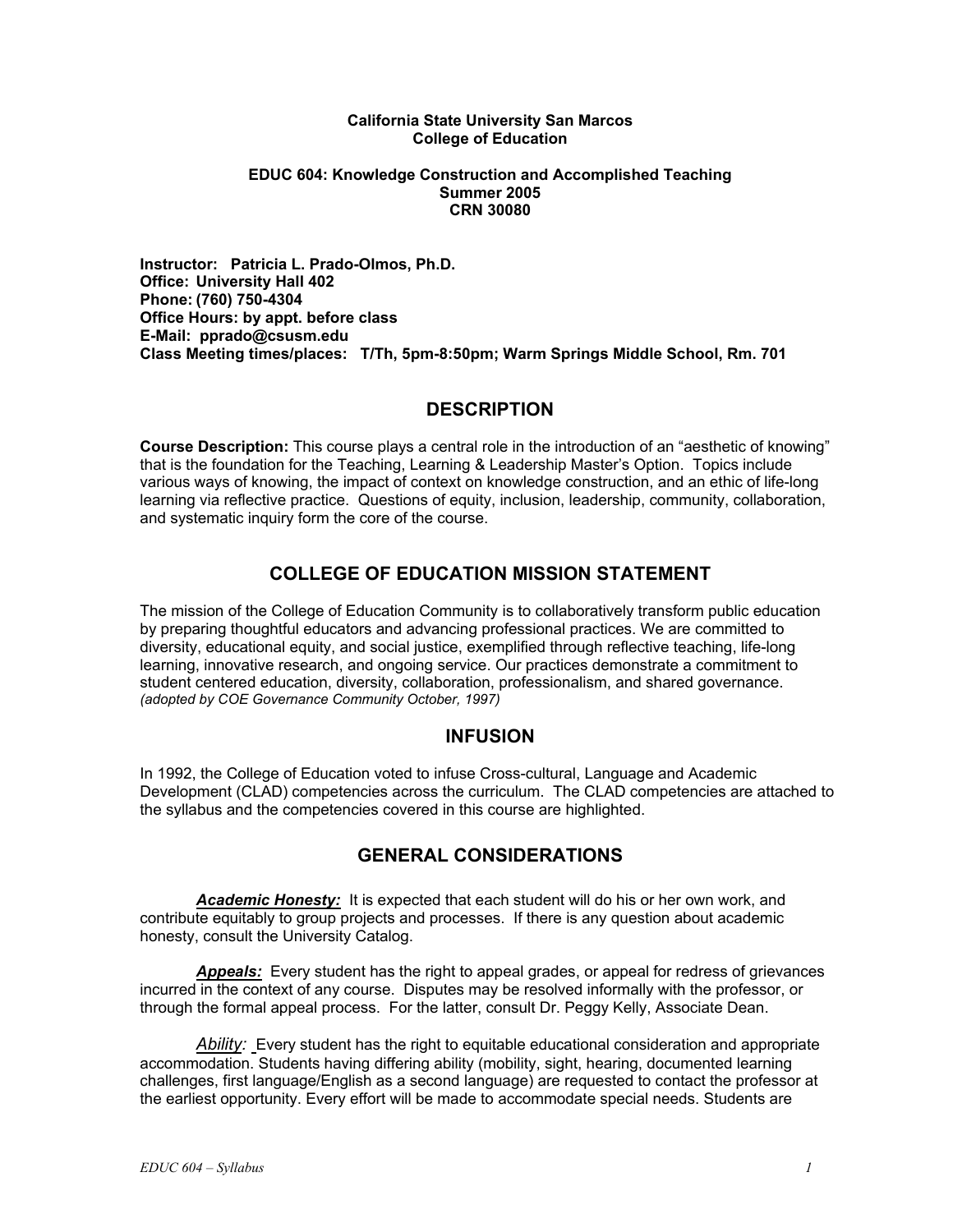**California State University San Marcos**
**College of Education**

**EDUC 604: Knowledge Construction and Accomplished Teaching**
**Summer 2005**
**CRN 30080**

**Instructor: Patricia L. Prado-Olmos, Ph.D.**
**Office: University Hall 402**
**Phone: (760) 750-4304**
**Office Hours: by appt. before class**
**E-Mail: pprado@csusm.edu**
**Class Meeting times/places: T/Th, 5pm-8:50pm; Warm Springs Middle School, Rm. 701**

## DESCRIPTION

**Course Description:** This course plays a central role in the introduction of an "aesthetic of knowing" that is the foundation for the Teaching, Learning & Leadership Master's Option. Topics include various ways of knowing, the impact of context on knowledge construction, and an ethic of life-long learning via reflective practice. Questions of equity, inclusion, leadership, community, collaboration, and systematic inquiry form the core of the course.

## COLLEGE OF EDUCATION MISSION STATEMENT

The mission of the College of Education Community is to collaboratively transform public education by preparing thoughtful educators and advancing professional practices. We are committed to diversity, educational equity, and social justice, exemplified through reflective teaching, life-long learning, innovative research, and ongoing service. Our practices demonstrate a commitment to student centered education, diversity, collaboration, professionalism, and shared governance.
*(adopted by COE Governance Community October, 1997)*

## INFUSION

In 1992, the College of Education voted to infuse Cross-cultural, Language and Academic Development (CLAD) competencies across the curriculum. The CLAD competencies are attached to the syllabus and the competencies covered in this course are highlighted.

## GENERAL CONSIDERATIONS

***Academic Honesty:*** It is expected that each student will do his or her own work, and contribute equitably to group projects and processes. If there is any question about academic honesty, consult the University Catalog.

***Appeals:*** Every student has the right to appeal grades, or appeal for redress of grievances incurred in the context of any course. Disputes may be resolved informally with the professor, or through the formal appeal process. For the latter, consult Dr. Peggy Kelly, Associate Dean.

*Ability:* Every student has the right to equitable educational consideration and appropriate accommodation. Students having differing ability (mobility, sight, hearing, documented learning challenges, first language/English as a second language) are requested to contact the professor at the earliest opportunity. Every effort will be made to accommodate special needs. Students are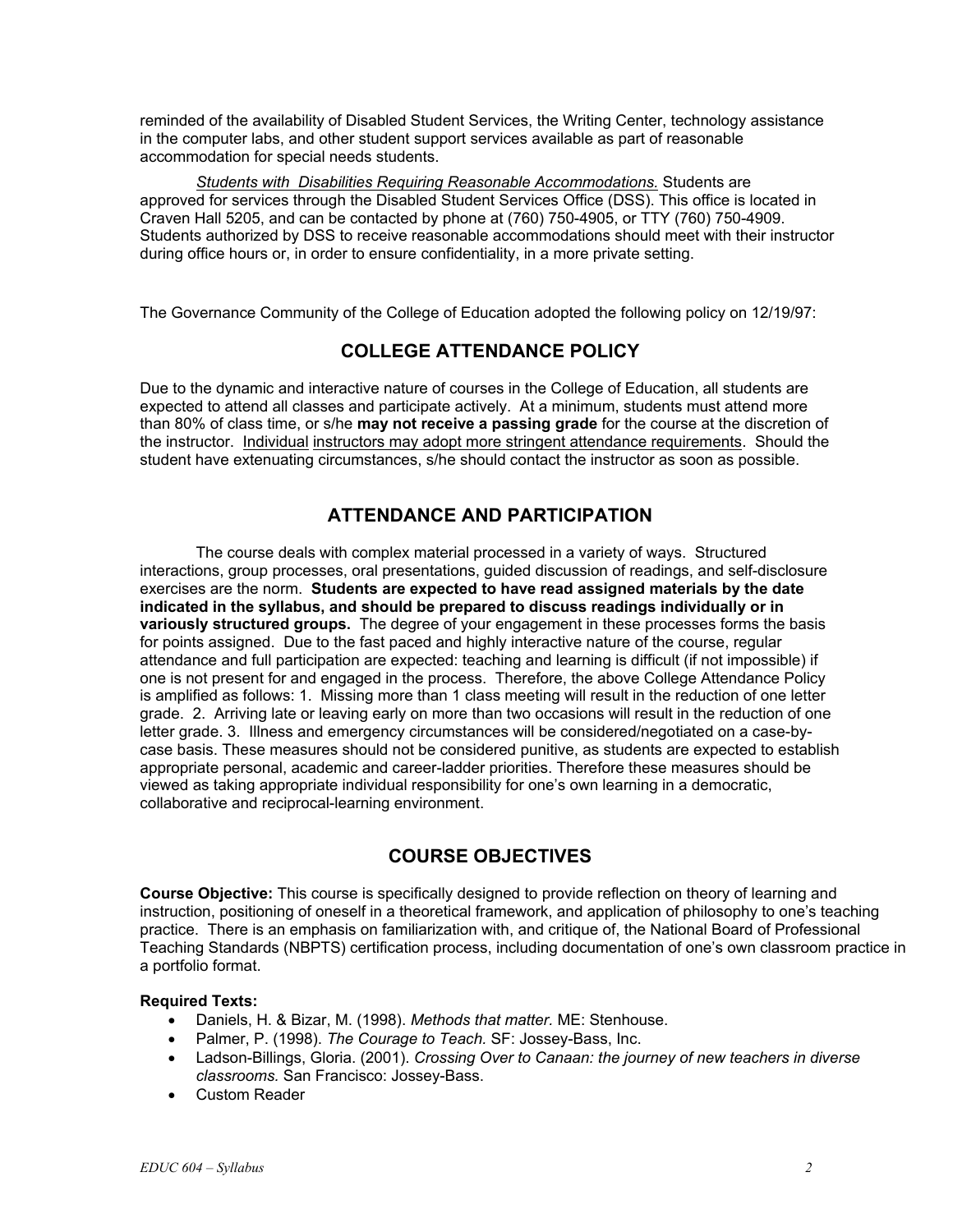reminded of the availability of Disabled Student Services, the Writing Center, technology assistance in the computer labs, and other student support services available as part of reasonable accommodation for special needs students.

*Students with Disabilities Requiring Reasonable Accommodations.* Students are approved for services through the Disabled Student Services Office (DSS). This office is located in Craven Hall 5205, and can be contacted by phone at (760) 750-4905, or TTY (760) 750-4909. Students authorized by DSS to receive reasonable accommodations should meet with their instructor during office hours or, in order to ensure confidentiality, in a more private setting.

The Governance Community of the College of Education adopted the following policy on 12/19/97:

## COLLEGE ATTENDANCE POLICY

Due to the dynamic and interactive nature of courses in the College of Education, all students are expected to attend all classes and participate actively. At a minimum, students must attend more than 80% of class time, or s/he **may not receive a passing grade** for the course at the discretion of the instructor. Individual instructors may adopt more stringent attendance requirements. Should the student have extenuating circumstances, s/he should contact the instructor as soon as possible.

## ATTENDANCE AND PARTICIPATION

The course deals with complex material processed in a variety of ways. Structured interactions, group processes, oral presentations, guided discussion of readings, and self-disclosure exercises are the norm. **Students are expected to have read assigned materials by the date indicated in the syllabus, and should be prepared to discuss readings individually or in variously structured groups.** The degree of your engagement in these processes forms the basis for points assigned. Due to the fast paced and highly interactive nature of the course, regular attendance and full participation are expected: teaching and learning is difficult (if not impossible) if one is not present for and engaged in the process. Therefore, the above College Attendance Policy is amplified as follows: 1. Missing more than 1 class meeting will result in the reduction of one letter grade. 2. Arriving late or leaving early on more than two occasions will result in the reduction of one letter grade. 3. Illness and emergency circumstances will be considered/negotiated on a case-by-case basis. These measures should not be considered punitive, as students are expected to establish appropriate personal, academic and career-ladder priorities. Therefore these measures should be viewed as taking appropriate individual responsibility for one's own learning in a democratic, collaborative and reciprocal-learning environment.

## COURSE OBJECTIVES

**Course Objective:** This course is specifically designed to provide reflection on theory of learning and instruction, positioning of oneself in a theoretical framework, and application of philosophy to one's teaching practice. There is an emphasis on familiarization with, and critique of, the National Board of Professional Teaching Standards (NBPTS) certification process, including documentation of one's own classroom practice in a portfolio format.

**Required Texts:**

- Daniels, H. & Bizar, M. (1998). *Methods that matter.* ME: Stenhouse.
- Palmer, P. (1998). *The Courage to Teach.* SF: Jossey-Bass, Inc.
- Ladson-Billings, Gloria. (2001). *Crossing Over to Canaan: the journey of new teachers in diverse classrooms.* San Francisco: Jossey-Bass.
- Custom Reader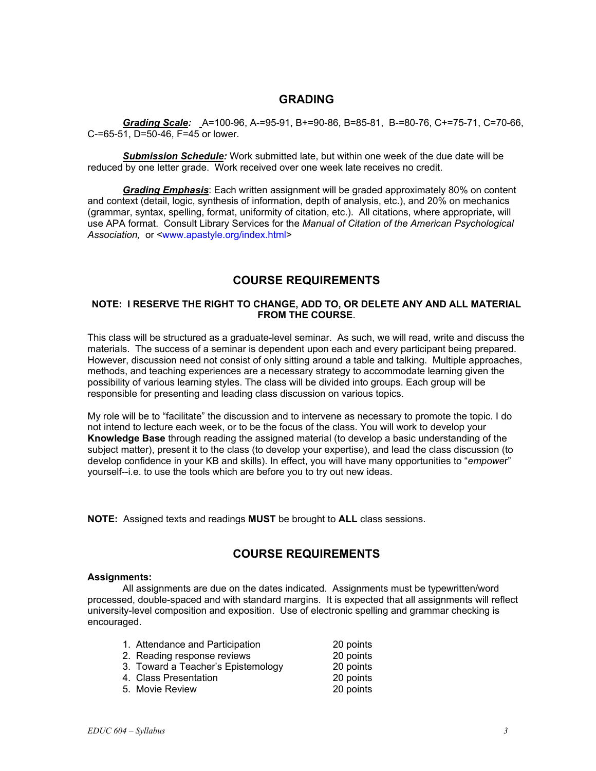## GRADING

***Grading Scale:*** A=100-96, A-=95-91, B+=90-86, B=85-81, B-=80-76, C+=75-71, C=70-66, C-=65-51, D=50-46, F=45 or lower.

***Submission Schedule:*** Work submitted late, but within one week of the due date will be reduced by one letter grade. Work received over one week late receives no credit.

***Grading Emphasis***: Each written assignment will be graded approximately 80% on content and context (detail, logic, synthesis of information, depth of analysis, etc.), and 20% on mechanics (grammar, syntax, spelling, format, uniformity of citation, etc.). All citations, where appropriate, will use APA format. Consult Library Services for the *Manual of Citation of the American Psychological Association,* or <www.apastyle.org/index.html>

## COURSE REQUIREMENTS

**NOTE: I RESERVE THE RIGHT TO CHANGE, ADD TO, OR DELETE ANY AND ALL MATERIAL FROM THE COURSE**.

This class will be structured as a graduate-level seminar. As such, we will read, write and discuss the materials. The success of a seminar is dependent upon each and every participant being prepared. However, discussion need not consist of only sitting around a table and talking. Multiple approaches, methods, and teaching experiences are a necessary strategy to accommodate learning given the possibility of various learning styles. The class will be divided into groups. Each group will be responsible for presenting and leading class discussion on various topics.

My role will be to "facilitate" the discussion and to intervene as necessary to promote the topic. I do not intend to lecture each week, or to be the focus of the class. You will work to develop your **Knowledge Base** through reading the assigned material (to develop a basic understanding of the subject matter), present it to the class (to develop your expertise), and lead the class discussion (to develop confidence in your KB and skills). In effect, you will have many opportunities to "*empower*" yourself--i.e. to use the tools which are before you to try out new ideas.

**NOTE:** Assigned texts and readings **MUST** be brought to **ALL** class sessions.

## COURSE REQUIREMENTS

**Assignments:**

All assignments are due on the dates indicated. Assignments must be typewritten/word processed, double-spaced and with standard margins. It is expected that all assignments will reflect university-level composition and exposition. Use of electronic spelling and grammar checking is encouraged.

| Assignment | Points |
| --- | --- |
| 1. Attendance and Participation | 20 points |
| 2. Reading response reviews | 20 points |
| 3. Toward a Teacher's Epistemology | 20 points |
| 4. Class Presentation | 20 points |
| 5. Movie Review | 20 points |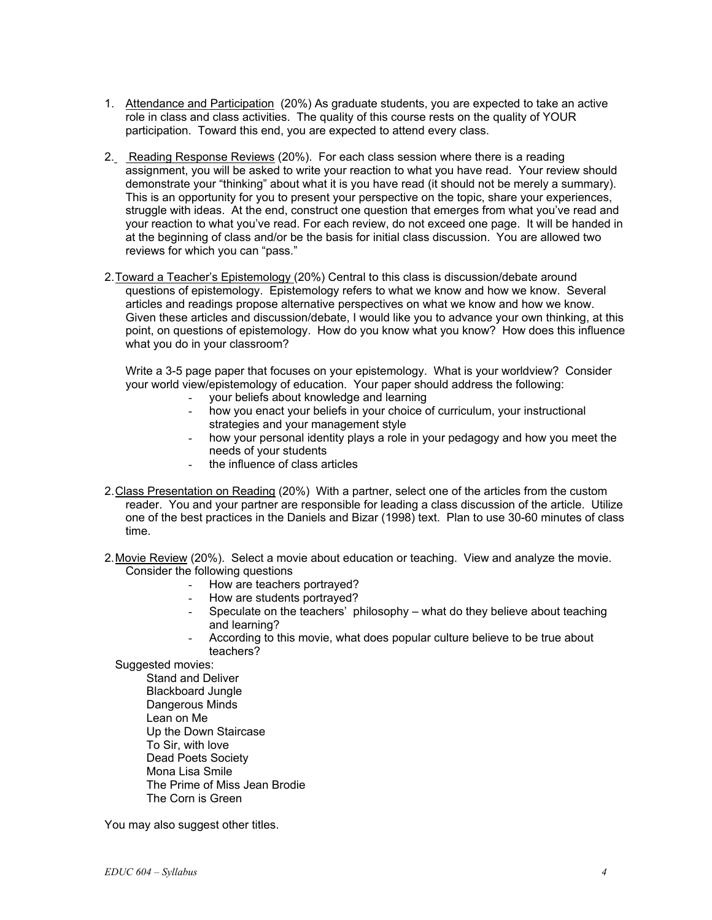1. <u>Attendance and Participation</u> (20%) As graduate students, you are expected to take an active role in class and class activities. The quality of this course rests on the quality of YOUR participation. Toward this end, you are expected to attend every class.

2. <u>Reading Response Reviews</u> (20%). For each class session where there is a reading assignment, you will be asked to write your reaction to what you have read. Your review should demonstrate your "thinking" about what it is you have read (it should not be merely a summary). This is an opportunity for you to present your perspective on the topic, share your experiences, struggle with ideas. At the end, construct one question that emerges from what you've read and your reaction to what you've read. For each review, do not exceed one page. It will be handed in at the beginning of class and/or be the basis for initial class discussion. You are allowed two reviews for which you can "pass."

2. <u>Toward a Teacher's Epistemology</u> (20%) Central to this class is discussion/debate around questions of epistemology. Epistemology refers to what we know and how we know. Several articles and readings propose alternative perspectives on what we know and how we know. Given these articles and discussion/debate, I would like you to advance your own thinking, at this point, on questions of epistemology. How do you know what you know? How does this influence what you do in your classroom?

   Write a 3-5 page paper that focuses on your epistemology. What is your worldview? Consider your world view/epistemology of education. Your paper should address the following:

   - your beliefs about knowledge and learning
   - how you enact your beliefs in your choice of curriculum, your instructional strategies and your management style
   - how your personal identity plays a role in your pedagogy and how you meet the needs of your students
   - the influence of class articles

2. <u>Class Presentation on Reading</u> (20%) With a partner, select one of the articles from the custom reader. You and your partner are responsible for leading a class discussion of the article. Utilize one of the best practices in the Daniels and Bizar (1998) text. Plan to use 30-60 minutes of class time.

2. <u>Movie Review</u> (20%). Select a movie about education or teaching. View and analyze the movie. Consider the following questions

   - How are teachers portrayed?
   - How are students portrayed?
   - Speculate on the teachers' philosophy – what do they believe about teaching and learning?
   - According to this movie, what does popular culture believe to be true about teachers?

   Suggested movies:

   Stand and Deliver
   Blackboard Jungle
   Dangerous Minds
   Lean on Me
   Up the Down Staircase
   To Sir, with love
   Dead Poets Society
   Mona Lisa Smile
   The Prime of Miss Jean Brodie
   The Corn is Green

You may also suggest other titles.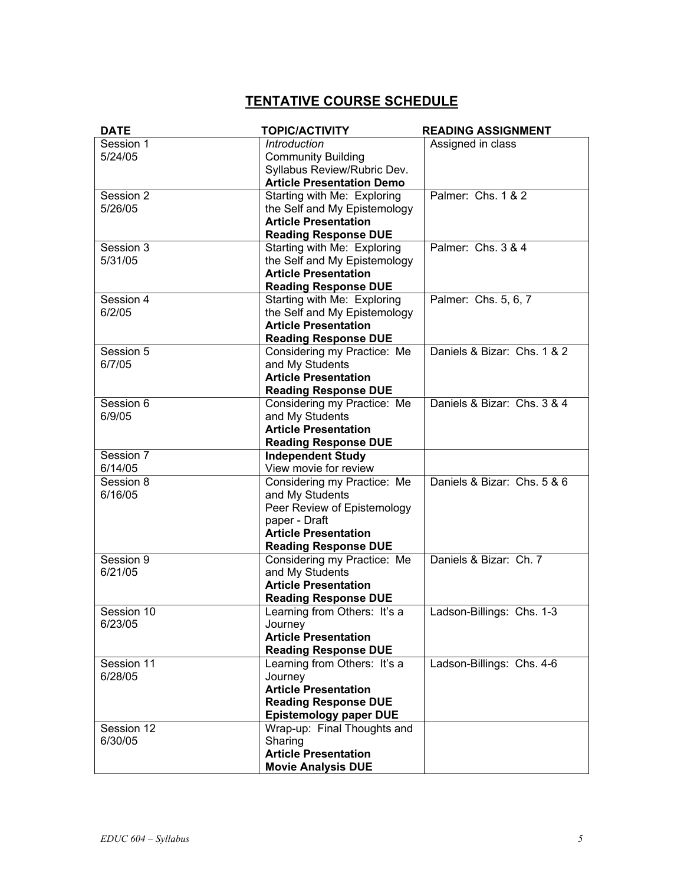# TENTATIVE COURSE SCHEDULE

| DATE | TOPIC/ACTIVITY | READING ASSIGNMENT |
|---|---|---|
| Session 1<br>5/24/05 | *Introduction*<br>Community Building<br>Syllabus Review/Rubric Dev.<br>**Article Presentation Demo** | Assigned in class |
| Session 2<br>5/26/05 | Starting with Me: Exploring the Self and My Epistemology<br>**Article Presentation**<br>**Reading Response DUE** | Palmer: Chs. 1 & 2 |
| Session 3<br>5/31/05 | Starting with Me: Exploring the Self and My Epistemology<br>**Article Presentation**<br>**Reading Response DUE** | Palmer: Chs. 3 & 4 |
| Session 4<br>6/2/05 | Starting with Me: Exploring the Self and My Epistemology<br>**Article Presentation**<br>**Reading Response DUE** | Palmer: Chs. 5, 6, 7 |
| Session 5<br>6/7/05 | Considering my Practice: Me and My Students<br>**Article Presentation**<br>**Reading Response DUE** | Daniels & Bizar: Chs. 1 & 2 |
| Session 6<br>6/9/05 | Considering my Practice: Me and My Students<br>**Article Presentation**<br>**Reading Response DUE** | Daniels & Bizar: Chs. 3 & 4 |
| Session 7<br>6/14/05 | **Independent Study**<br>View movie for review | |
| Session 8<br>6/16/05 | Considering my Practice: Me and My Students<br>Peer Review of Epistemology paper - Draft<br>**Article Presentation**<br>**Reading Response DUE** | Daniels & Bizar: Chs. 5 & 6 |
| Session 9<br>6/21/05 | Considering my Practice: Me and My Students<br>**Article Presentation**<br>**Reading Response DUE** | Daniels & Bizar: Ch. 7 |
| Session 10<br>6/23/05 | Learning from Others: It's a Journey<br>**Article Presentation**<br>**Reading Response DUE** | Ladson-Billings: Chs. 1-3 |
| Session 11<br>6/28/05 | Learning from Others: It's a Journey<br>**Article Presentation**<br>**Reading Response DUE**<br>**Epistemology paper DUE** | Ladson-Billings: Chs. 4-6 |
| Session 12<br>6/30/05 | Wrap-up: Final Thoughts and Sharing<br>**Article Presentation**<br>**Movie Analysis DUE** | |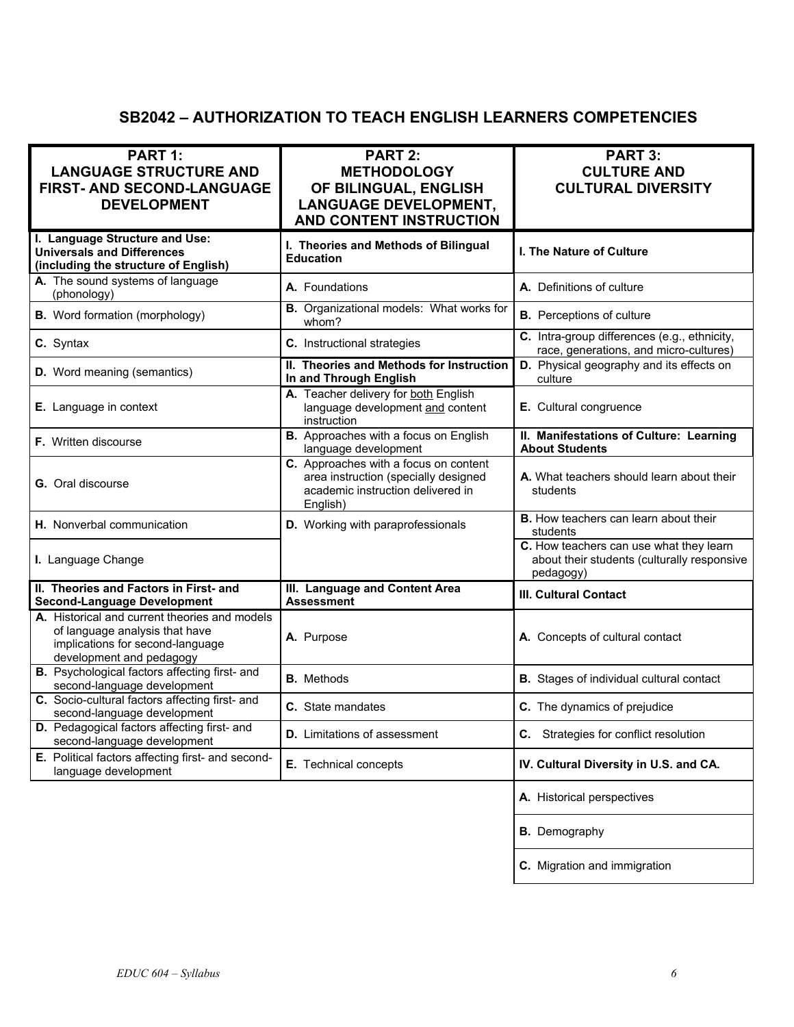## SB2042 – AUTHORIZATION TO TEACH ENGLISH LEARNERS COMPETENCIES

| PART 1: LANGUAGE STRUCTURE AND FIRST- AND SECOND-LANGUAGE DEVELOPMENT | PART 2: METHODOLOGY OF BILINGUAL, ENGLISH LANGUAGE DEVELOPMENT, AND CONTENT INSTRUCTION | PART 3: CULTURE AND CULTURAL DIVERSITY |
|---|---|---|
| **I. Language Structure and Use: Universals and Differences (including the structure of English)** | **I. Theories and Methods of Bilingual Education** | **I. The Nature of Culture** |
| **A.** The sound systems of language (phonology) | **A.** Foundations | **A.** Definitions of culture |
| **B.** Word formation (morphology) | **B.** Organizational models: What works for whom? | **B.** Perceptions of culture |
| **C.** Syntax | **C.** Instructional strategies | **C.** Intra-group differences (e.g., ethnicity, race, generations, and micro-cultures) |
| **D.** Word meaning (semantics) | **II. Theories and Methods for Instruction In and Through English** | **D.** Physical geography and its effects on culture |
| **E.** Language in context | **A.** Teacher delivery for both English language development and content instruction | **E.** Cultural congruence |
| **F.** Written discourse | **B.** Approaches with a focus on English language development | **II. Manifestations of Culture: Learning About Students** |
| **G.** Oral discourse | **C.** Approaches with a focus on content area instruction (specially designed academic instruction delivered in English) | **A.** What teachers should learn about their students |
| **H.** Nonverbal communication | **D.** Working with paraprofessionals | **B.** How teachers can learn about their students |
| **I.** Language Change | | **C.** How teachers can use what they learn about their students (culturally responsive pedagogy) |
| **II. Theories and Factors in First- and Second-Language Development** | **III. Language and Content Area Assessment** | **III. Cultural Contact** |
| **A.** Historical and current theories and models of language analysis that have implications for second-language development and pedagogy | **A.** Purpose | **A.** Concepts of cultural contact |
| **B.** Psychological factors affecting first- and second-language development | **B.** Methods | **B.** Stages of individual cultural contact |
| **C.** Socio-cultural factors affecting first- and second-language development | **C.** State mandates | **C.** The dynamics of prejudice |
| **D.** Pedagogical factors affecting first- and second-language development | **D.** Limitations of assessment | **C.** Strategies for conflict resolution |
| **E.** Political factors affecting first- and second-language development | **E.** Technical concepts | **IV. Cultural Diversity in U.S. and CA.** |
| | | **A.** Historical perspectives |
| | | **B.** Demography |
| | | **C.** Migration and immigration |